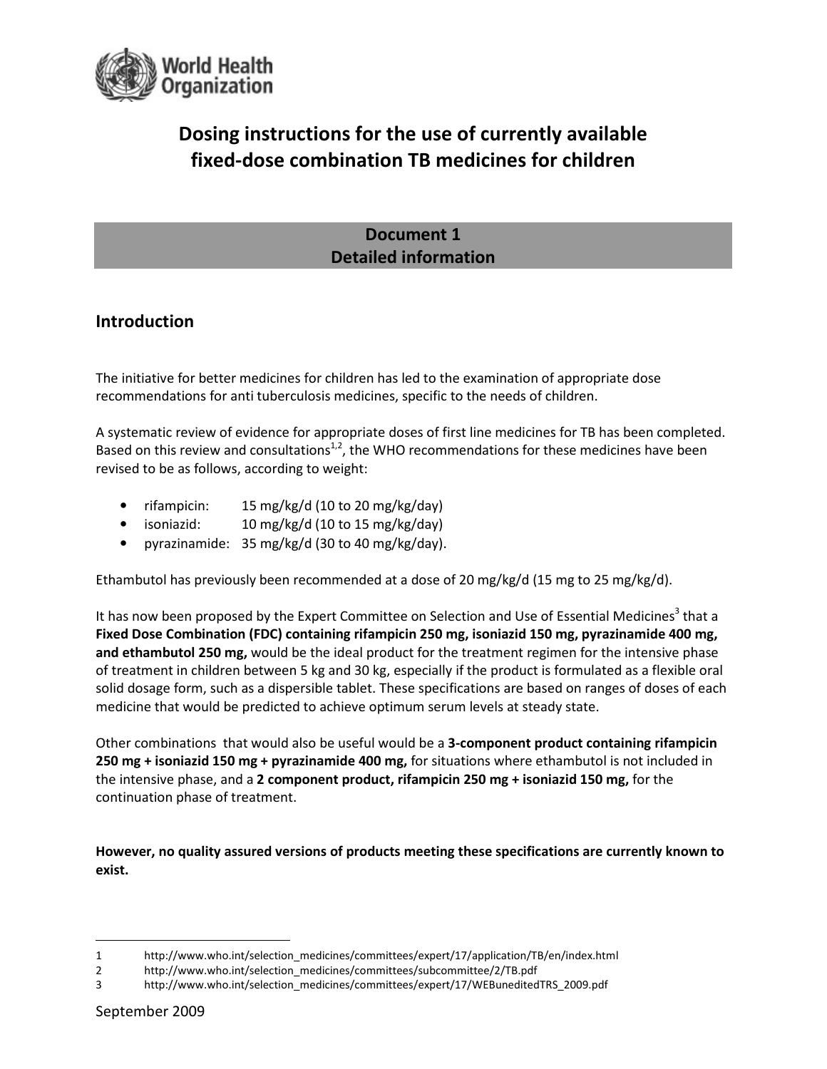World Health Organization

# Dosing instructions for the use of currently available fixed-dose combination TB medicines for children

## Document 1
## Detailed information

## Introduction

The initiative for better medicines for children has led to the examination of appropriate dose recommendations for anti tuberculosis medicines, specific to the needs of children.

A systematic review of evidence for appropriate doses of first line medicines for TB has been completed. Based on this review and consultations[1,2], the WHO recommendations for these medicines have been revised to be as follows, according to weight:

- rifampicin: 15 mg/kg/d (10 to 20 mg/kg/day)
- isoniazid: 10 mg/kg/d (10 to 15 mg/kg/day)
- pyrazinamide: 35 mg/kg/d (30 to 40 mg/kg/day).

Ethambutol has previously been recommended at a dose of 20 mg/kg/d (15 mg to 25 mg/kg/d).

It has now been proposed by the Expert Committee on Selection and Use of Essential Medicines[3] that a **Fixed Dose Combination (FDC) containing rifampicin 250 mg, isoniazid 150 mg, pyrazinamide 400 mg, and ethambutol 250 mg,** would be the ideal product for the treatment regimen for the intensive phase of treatment in children between 5 kg and 30 kg, especially if the product is formulated as a flexible oral solid dosage form, such as a dispersible tablet. These specifications are based on ranges of doses of each medicine that would be predicted to achieve optimum serum levels at steady state.

Other combinations that would also be useful would be a **3-component product containing rifampicin 250 mg + isoniazid 150 mg + pyrazinamide 400 mg,** for situations where ethambutol is not included in the intensive phase, and a **2 component product, rifampicin 250 mg + isoniazid 150 mg,** for the continuation phase of treatment.

**However, no quality assured versions of products meeting these specifications are currently known to exist.**

---

1 http://www.who.int/selection_medicines/committees/expert/17/application/TB/en/index.html
2 http://www.who.int/selection_medicines/committees/subcommittee/2/TB.pdf
3 http://www.who.int/selection_medicines/committees/expert/17/WEBuneditedTRS_2009.pdf

September 2009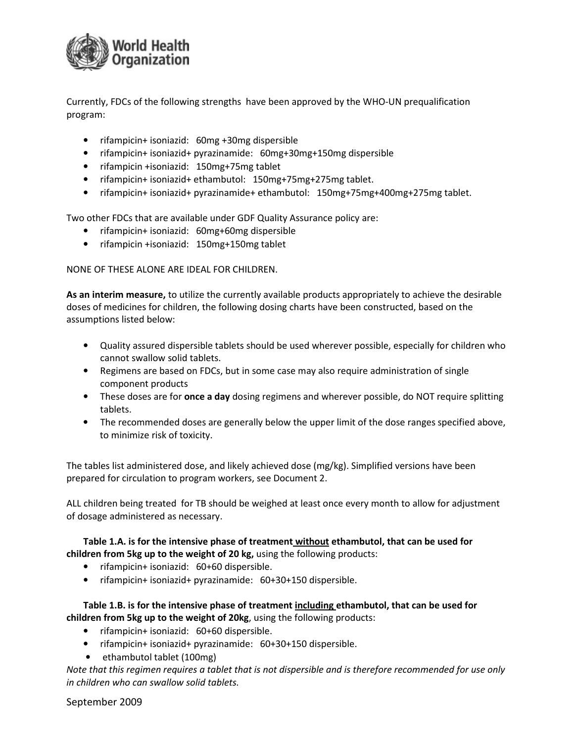Currently, FDCs of the following strengths have been approved by the WHO-UN prequalification program:

- rifampicin+ isoniazid: 60mg +30mg dispersible
- rifampicin+ isoniazid+ pyrazinamide: 60mg+30mg+150mg dispersible
- rifampicin +isoniazid: 150mg+75mg tablet
- rifampicin+ isoniazid+ ethambutol: 150mg+75mg+275mg tablet.
- rifampicin+ isoniazid+ pyrazinamide+ ethambutol: 150mg+75mg+400mg+275mg tablet.

Two other FDCs that are available under GDF Quality Assurance policy are:

- rifampicin+ isoniazid: 60mg+60mg dispersible
- rifampicin +isoniazid: 150mg+150mg tablet

NONE OF THESE ALONE ARE IDEAL FOR CHILDREN.

**As an interim measure,** to utilize the currently available products appropriately to achieve the desirable doses of medicines for children, the following dosing charts have been constructed, based on the assumptions listed below:

- Quality assured dispersible tablets should be used wherever possible, especially for children who cannot swallow solid tablets.
- Regimens are based on FDCs, but in some case may also require administration of single component products
- These doses are for **once a day** dosing regimens and wherever possible, do NOT require splitting tablets.
- The recommended doses are generally below the upper limit of the dose ranges specified above, to minimize risk of toxicity.

The tables list administered dose, and likely achieved dose (mg/kg). Simplified versions have been prepared for circulation to program workers, see Document 2.

ALL children being treated for TB should be weighed at least once every month to allow for adjustment of dosage administered as necessary.

**Table 1.A. is for the intensive phase of treatment without ethambutol, that can be used for children from 5kg up to the weight of 20 kg,** using the following products:

- rifampicin+ isoniazid: 60+60 dispersible.
- rifampicin+ isoniazid+ pyrazinamide: 60+30+150 dispersible.

**Table 1.B. is for the intensive phase of treatment including ethambutol, that can be used for children from 5kg up to the weight of 20kg**, using the following products:

- rifampicin+ isoniazid: 60+60 dispersible.
- rifampicin+ isoniazid+ pyrazinamide: 60+30+150 dispersible.
- ethambutol tablet (100mg)

*Note that this regimen requires a tablet that is not dispersible and is therefore recommended for use only in children who can swallow solid tablets.*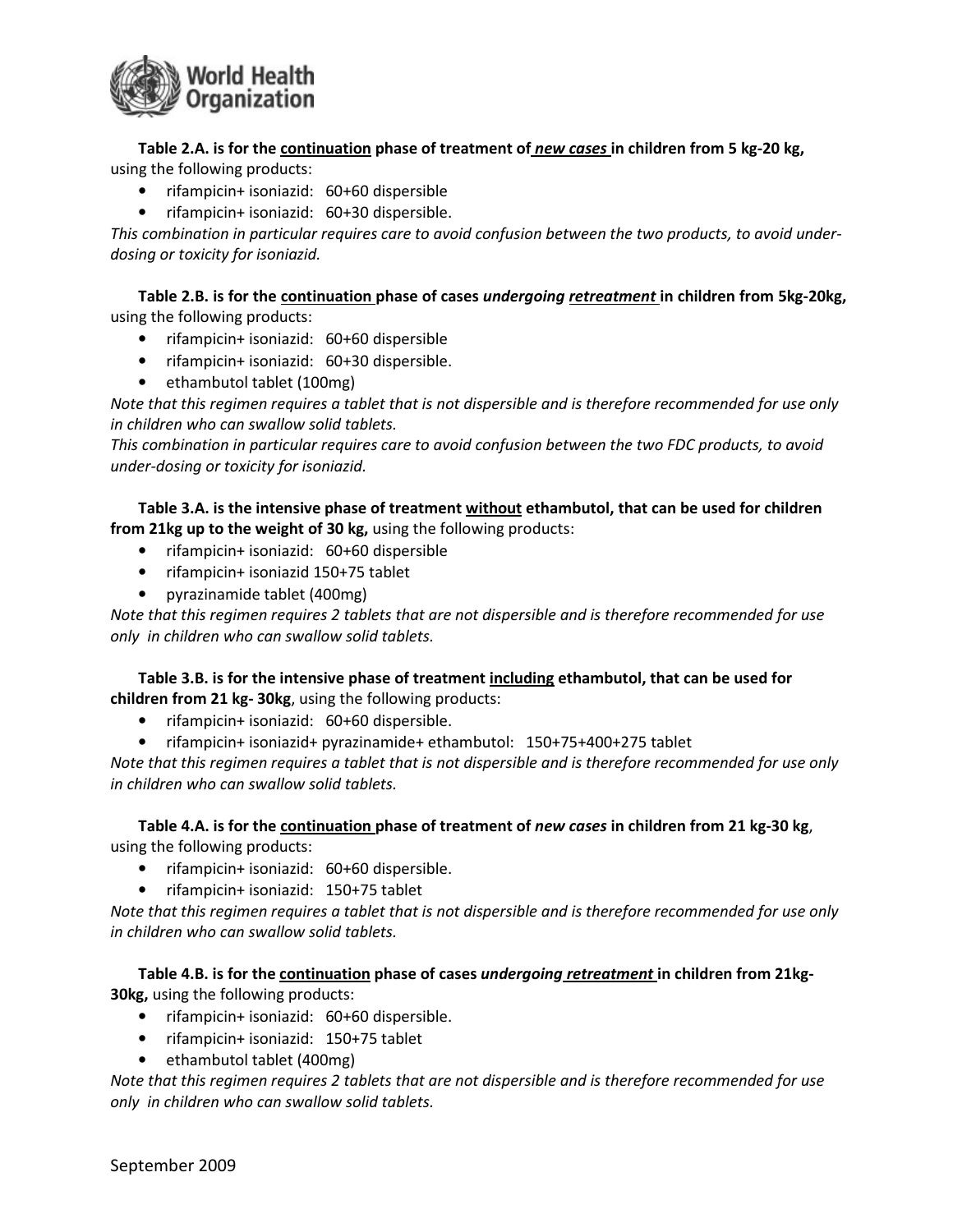**Table 2.A. is for the <u>continuation</u> phase of treatment of *<u>new cases</u>* in children from 5 kg-20 kg,** using the following products:

- rifampicin+ isoniazid: 60+60 dispersible
- rifampicin+ isoniazid: 60+30 dispersible.

*This combination in particular requires care to avoid confusion between the two products, to avoid under-dosing or toxicity for isoniazid.*

**Table 2.B. is for the <u>continuation</u> phase of cases *undergoing <u>retreatment</u>* in children from 5kg-20kg,** using the following products:

- rifampicin+ isoniazid: 60+60 dispersible
- rifampicin+ isoniazid: 60+30 dispersible.
- ethambutol tablet (100mg)

*Note that this regimen requires a tablet that is not dispersible and is therefore recommended for use only in children who can swallow solid tablets.*

*This combination in particular requires care to avoid confusion between the two FDC products, to avoid under-dosing or toxicity for isoniazid.*

**Table 3.A. is the intensive phase of treatment <u>without</u> ethambutol, that can be used for children from 21kg up to the weight of 30 kg,** using the following products:

- rifampicin+ isoniazid: 60+60 dispersible
- rifampicin+ isoniazid 150+75 tablet
- pyrazinamide tablet (400mg)

*Note that this regimen requires 2 tablets that are not dispersible and is therefore recommended for use only in children who can swallow solid tablets.*

**Table 3.B. is for the intensive phase of treatment <u>including</u> ethambutol, that can be used for children from 21 kg- 30kg**, using the following products:

- rifampicin+ isoniazid: 60+60 dispersible.
- rifampicin+ isoniazid+ pyrazinamide+ ethambutol: 150+75+400+275 tablet

*Note that this regimen requires a tablet that is not dispersible and is therefore recommended for use only in children who can swallow solid tablets.*

**Table 4.A. is for the <u>continuation</u> phase of treatment of *new cases* in children from 21 kg-30 kg**, using the following products:

- rifampicin+ isoniazid: 60+60 dispersible.
- rifampicin+ isoniazid: 150+75 tablet

*Note that this regimen requires a tablet that is not dispersible and is therefore recommended for use only in children who can swallow solid tablets.*

**Table 4.B. is for the <u>continuation</u> phase of cases *undergoing <u>retreatment</u>* in children from 21kg-30kg,** using the following products:

- rifampicin+ isoniazid: 60+60 dispersible.
- rifampicin+ isoniazid: 150+75 tablet
- ethambutol tablet (400mg)

*Note that this regimen requires 2 tablets that are not dispersible and is therefore recommended for use only in children who can swallow solid tablets.*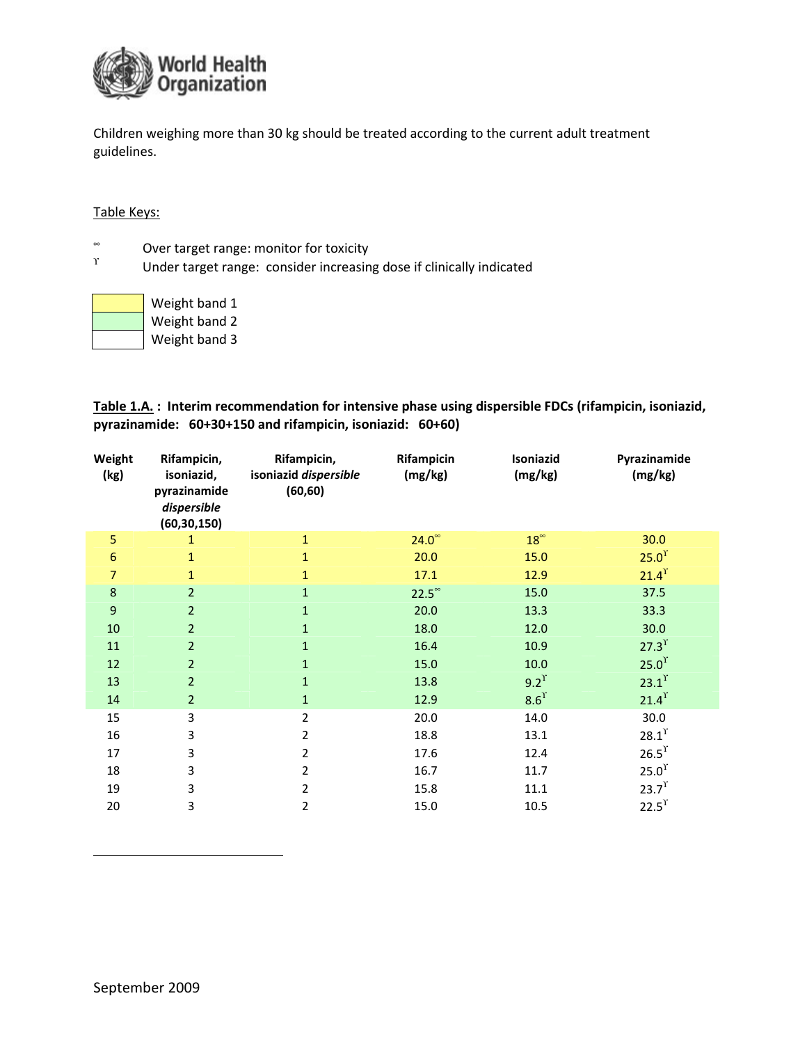Children weighing more than 30 kg should be treated according to the current adult treatment guidelines.

Table Keys:

∞ Over target range: monitor for toxicity

ϒ Under target range: consider increasing dose if clinically indicated

| | |
|---|---|
| (yellow) | Weight band 1 |
| (green) | Weight band 2 |
| (white) | Weight band 3 |

**Table 1.A. : Interim recommendation for intensive phase using dispersible FDCs (rifampicin, isoniazid, pyrazinamide: 60+30+150 and rifampicin, isoniazid: 60+60)**

| Weight (kg) | Rifampicin, isoniazid, pyrazinamide *dispersible* (60,30,150) | Rifampicin, isoniazid *dispersible* (60,60) | Rifampicin (mg/kg) | Isoniazid (mg/kg) | Pyrazinamide (mg/kg) |
|---|---|---|---|---|---|
| 5 | 1 | 1 | 24.0∞ | 18∞ | 30.0 |
| 6 | 1 | 1 | 20.0 | 15.0 | 25.0ϒ |
| 7 | 1 | 1 | 17.1 | 12.9 | 21.4ϒ |
| 8 | 2 | 1 | 22.5∞ | 15.0 | 37.5 |
| 9 | 2 | 1 | 20.0 | 13.3 | 33.3 |
| 10 | 2 | 1 | 18.0 | 12.0 | 30.0 |
| 11 | 2 | 1 | 16.4 | 10.9 | 27.3ϒ |
| 12 | 2 | 1 | 15.0 | 10.0 | 25.0ϒ |
| 13 | 2 | 1 | 13.8 | 9.2ϒ | 23.1ϒ |
| 14 | 2 | 1 | 12.9 | 8.6ϒ | 21.4ϒ |
| 15 | 3 | 2 | 20.0 | 14.0 | 30.0 |
| 16 | 3 | 2 | 18.8 | 13.1 | 28.1ϒ |
| 17 | 3 | 2 | 17.6 | 12.4 | 26.5ϒ |
| 18 | 3 | 2 | 16.7 | 11.7 | 25.0ϒ |
| 19 | 3 | 2 | 15.8 | 11.1 | 23.7ϒ |
| 20 | 3 | 2 | 15.0 | 10.5 | 22.5ϒ |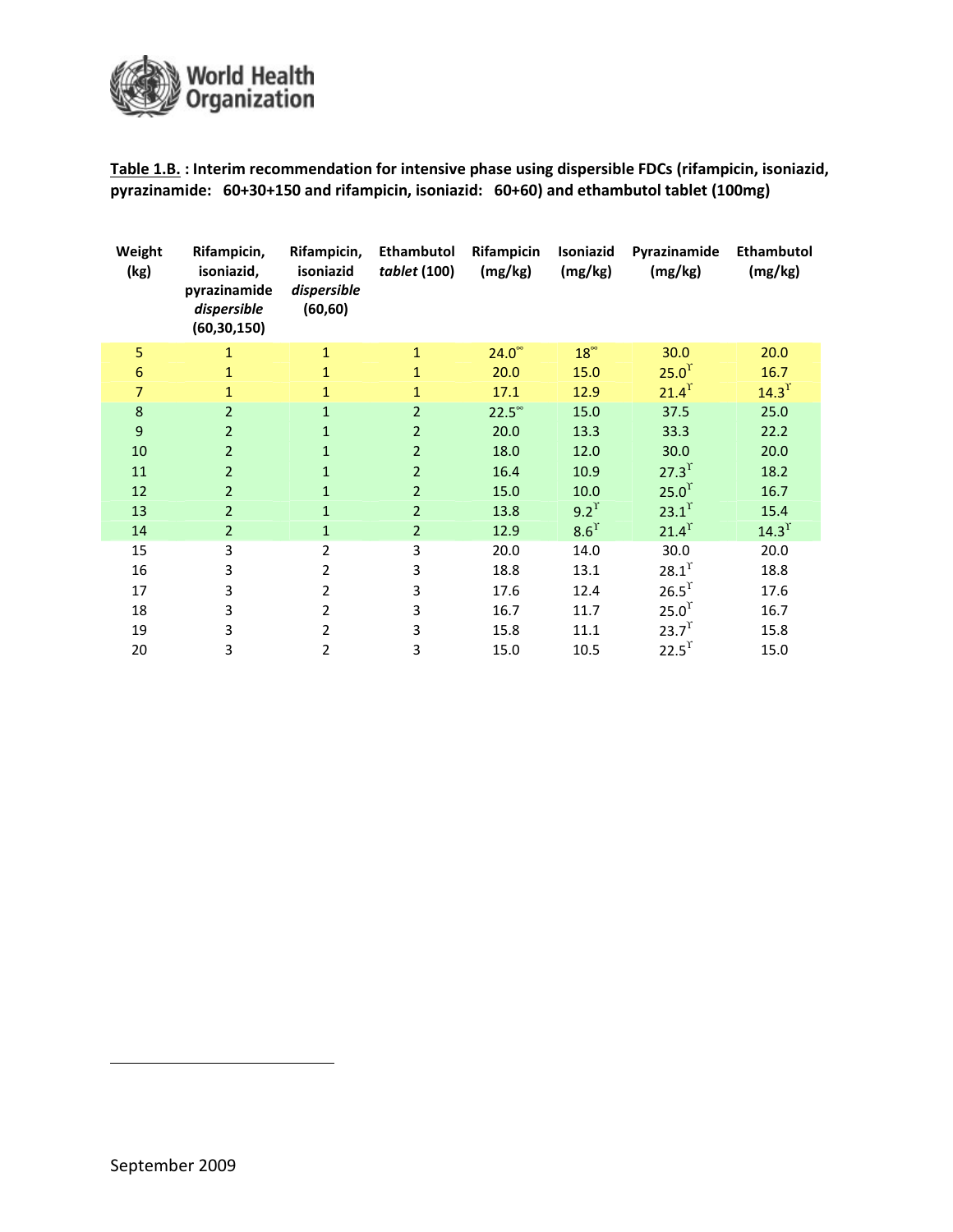**Table 1.B.** : **Interim recommendation for intensive phase using dispersible FDCs (rifampicin, isoniazid, pyrazinamide: 60+30+150 and rifampicin, isoniazid: 60+60) and ethambutol tablet (100mg)**

| Weight (kg) | Rifampicin, isoniazid, pyrazinamide *dispersible* (60,30,150) | Rifampicin, isoniazid *dispersible* (60,60) | Ethambutol *tablet* (100) | Rifampicin (mg/kg) | Isoniazid (mg/kg) | Pyrazinamide (mg/kg) | Ethambutol (mg/kg) |
|---|---|---|---|---|---|---|---|
| 5 | 1 | 1 | 1 | 24.0$^{\infty}$ | 18$^{\infty}$ | 30.0 | 20.0 |
| 6 | 1 | 1 | 1 | 20.0 | 15.0 | 25.0$^{\Upsilon}$ | 16.7 |
| 7 | 1 | 1 | 1 | 17.1 | 12.9 | 21.4$^{\Upsilon}$ | 14.3$^{\Upsilon}$ |
| 8 | 2 | 1 | 2 | 22.5$^{\infty}$ | 15.0 | 37.5 | 25.0 |
| 9 | 2 | 1 | 2 | 20.0 | 13.3 | 33.3 | 22.2 |
| 10 | 2 | 1 | 2 | 18.0 | 12.0 | 30.0 | 20.0 |
| 11 | 2 | 1 | 2 | 16.4 | 10.9 | 27.3$^{\Upsilon}$ | 18.2 |
| 12 | 2 | 1 | 2 | 15.0 | 10.0 | 25.0$^{\Upsilon}$ | 16.7 |
| 13 | 2 | 1 | 2 | 13.8 | 9.2$^{\Upsilon}$ | 23.1$^{\Upsilon}$ | 15.4 |
| 14 | 2 | 1 | 2 | 12.9 | 8.6$^{\Upsilon}$ | 21.4$^{\Upsilon}$ | 14.3$^{\Upsilon}$ |
| 15 | 3 | 2 | 3 | 20.0 | 14.0 | 30.0 | 20.0 |
| 16 | 3 | 2 | 3 | 18.8 | 13.1 | 28.1$^{\Upsilon}$ | 18.8 |
| 17 | 3 | 2 | 3 | 17.6 | 12.4 | 26.5$^{\Upsilon}$ | 17.6 |
| 18 | 3 | 2 | 3 | 16.7 | 11.7 | 25.0$^{\Upsilon}$ | 16.7 |
| 19 | 3 | 2 | 3 | 15.8 | 11.1 | 23.7$^{\Upsilon}$ | 15.8 |
| 20 | 3 | 2 | 3 | 15.0 | 10.5 | 22.5$^{\Upsilon}$ | 15.0 |

September 2009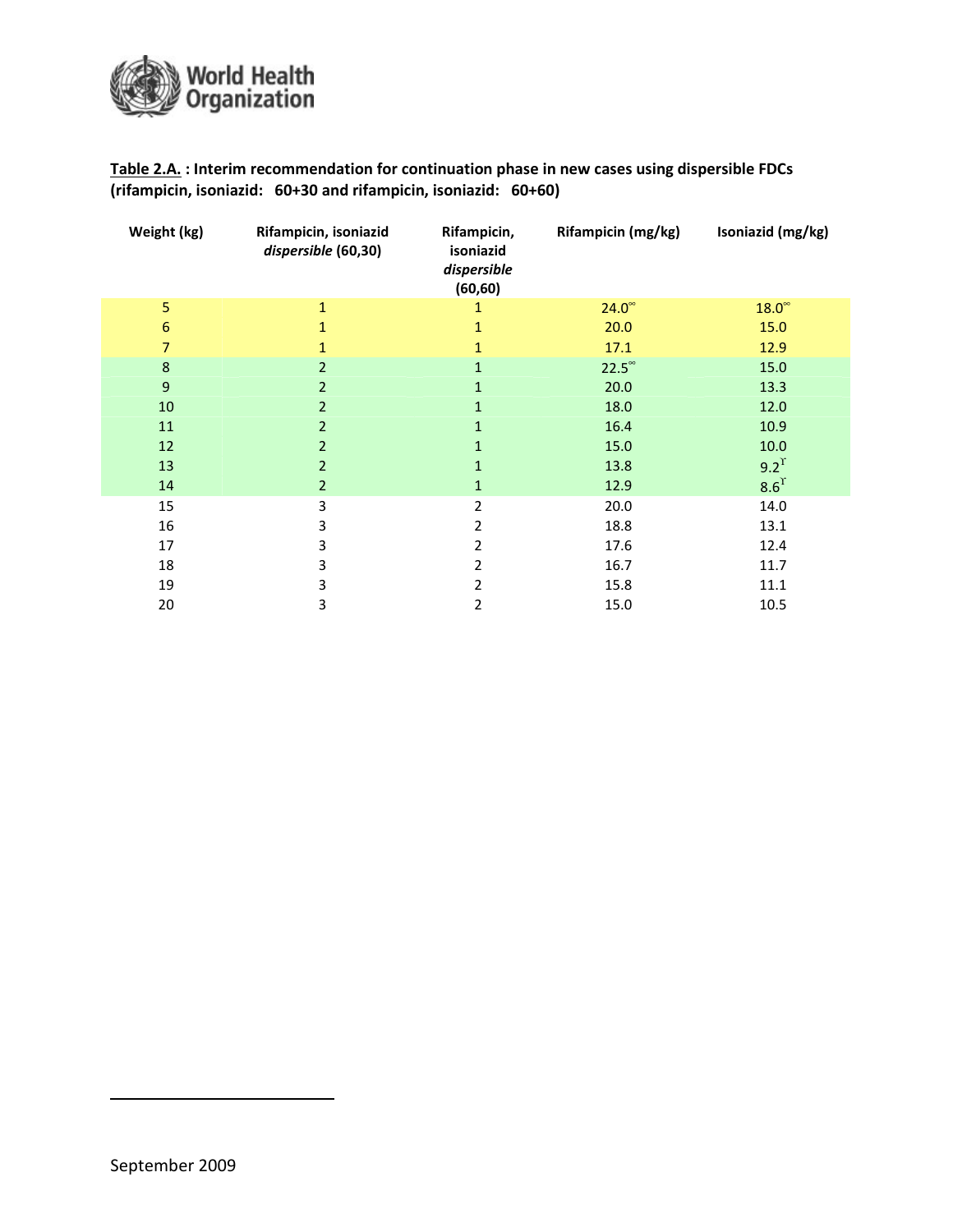**Table 2.A.** : **Interim recommendation for continuation phase in new cases using dispersible FDCs (rifampicin, isoniazid: 60+30 and rifampicin, isoniazid: 60+60)**

| Weight (kg) | Rifampicin, isoniazid *dispersible* (60,30) | Rifampicin, isoniazid *dispersible* (60,60) | Rifampicin (mg/kg) | Isoniazid (mg/kg) |
|---|---|---|---|---|
| 5 | 1 | 1 | 24.0[∞] | 18.0[∞] |
| 6 | 1 | 1 | 20.0 | 15.0 |
| 7 | 1 | 1 | 17.1 | 12.9 |
| 8 | 2 | 1 | 22.5[∞] | 15.0 |
| 9 | 2 | 1 | 20.0 | 13.3 |
| 10 | 2 | 1 | 18.0 | 12.0 |
| 11 | 2 | 1 | 16.4 | 10.9 |
| 12 | 2 | 1 | 15.0 | 10.0 |
| 13 | 2 | 1 | 13.8 | 9.2[ϒ] |
| 14 | 2 | 1 | 12.9 | 8.6[ϒ] |
| 15 | 3 | 2 | 20.0 | 14.0 |
| 16 | 3 | 2 | 18.8 | 13.1 |
| 17 | 3 | 2 | 17.6 | 12.4 |
| 18 | 3 | 2 | 16.7 | 11.7 |
| 19 | 3 | 2 | 15.8 | 11.1 |
| 20 | 3 | 2 | 15.0 | 10.5 |

September 2009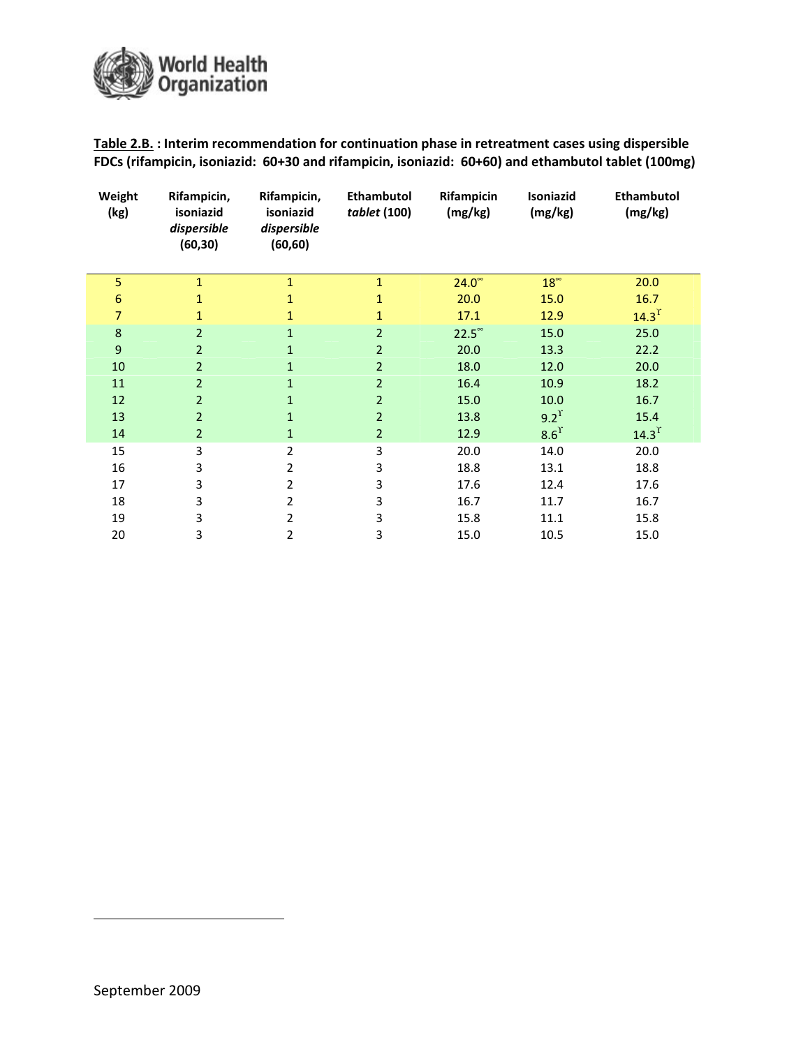**Table 2.B. : Interim recommendation for continuation phase in retreatment cases using dispersible FDCs (rifampicin, isoniazid: 60+30 and rifampicin, isoniazid: 60+60) and ethambutol tablet (100mg)**

| Weight (kg) | Rifampicin, isoniazid *dispersible* (60,30) | Rifampicin, isoniazid *dispersible* (60,60) | Ethambutol *tablet* (100) | Rifampicin (mg/kg) | Isoniazid (mg/kg) | Ethambutol (mg/kg) |
|---|---|---|---|---|---|---|
| 5 | 1 | 1 | 1 | 24.0[∞] | 18[∞] | 20.0 |
| 6 | 1 | 1 | 1 | 20.0 | 15.0 | 16.7 |
| 7 | 1 | 1 | 1 | 17.1 | 12.9 | 14.3[ϒ] |
| 8 | 2 | 1 | 2 | 22.5[∞] | 15.0 | 25.0 |
| 9 | 2 | 1 | 2 | 20.0 | 13.3 | 22.2 |
| 10 | 2 | 1 | 2 | 18.0 | 12.0 | 20.0 |
| 11 | 2 | 1 | 2 | 16.4 | 10.9 | 18.2 |
| 12 | 2 | 1 | 2 | 15.0 | 10.0 | 16.7 |
| 13 | 2 | 1 | 2 | 13.8 | 9.2[ϒ] | 15.4 |
| 14 | 2 | 1 | 2 | 12.9 | 8.6[ϒ] | 14.3[ϒ] |
| 15 | 3 | 2 | 3 | 20.0 | 14.0 | 20.0 |
| 16 | 3 | 2 | 3 | 18.8 | 13.1 | 18.8 |
| 17 | 3 | 2 | 3 | 17.6 | 12.4 | 17.6 |
| 18 | 3 | 2 | 3 | 16.7 | 11.7 | 16.7 |
| 19 | 3 | 2 | 3 | 15.8 | 11.1 | 15.8 |
| 20 | 3 | 2 | 3 | 15.0 | 10.5 | 15.0 |

September 2009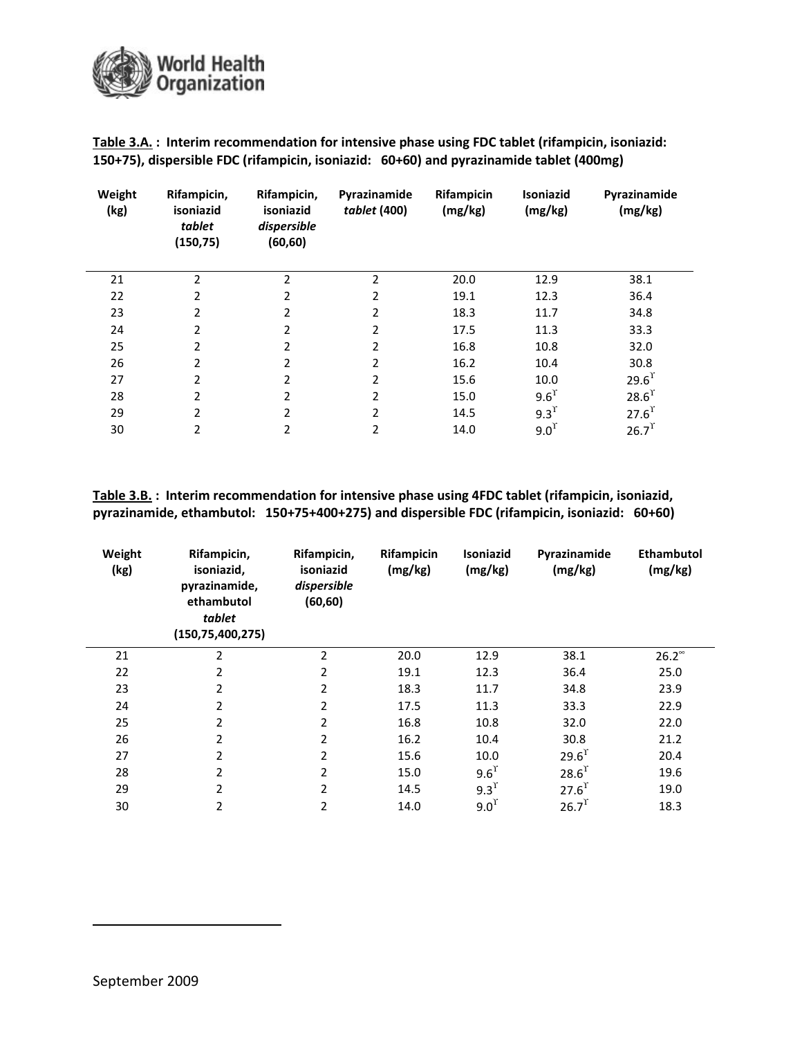**Table 3.A. : Interim recommendation for intensive phase using FDC tablet (rifampicin, isoniazid: 150+75), dispersible FDC (rifampicin, isoniazid: 60+60) and pyrazinamide tablet (400mg)**

| Weight (kg) | Rifampicin, isoniazid *tablet* (150,75) | Rifampicin, isoniazid *dispersible* (60,60) | Pyrazinamide *tablet* (400) | Rifampicin (mg/kg) | Isoniazid (mg/kg) | Pyrazinamide (mg/kg) |
|---|---|---|---|---|---|---|
| 21 | 2 | 2 | 2 | 20.0 | 12.9 | 38.1 |
| 22 | 2 | 2 | 2 | 19.1 | 12.3 | 36.4 |
| 23 | 2 | 2 | 2 | 18.3 | 11.7 | 34.8 |
| 24 | 2 | 2 | 2 | 17.5 | 11.3 | 33.3 |
| 25 | 2 | 2 | 2 | 16.8 | 10.8 | 32.0 |
| 26 | 2 | 2 | 2 | 16.2 | 10.4 | 30.8 |
| 27 | 2 | 2 | 2 | 15.6 | 10.0 | 29.6[ɤ] |
| 28 | 2 | 2 | 2 | 15.0 | 9.6[ɤ] | 28.6[ɤ] |
| 29 | 2 | 2 | 2 | 14.5 | 9.3[ɤ] | 27.6[ɤ] |
| 30 | 2 | 2 | 2 | 14.0 | 9.0[ɤ] | 26.7[ɤ] |

**Table 3.B. : Interim recommendation for intensive phase using 4FDC tablet (rifampicin, isoniazid, pyrazinamide, ethambutol: 150+75+400+275) and dispersible FDC (rifampicin, isoniazid: 60+60)**

| Weight (kg) | Rifampicin, isoniazid, pyrazinamide, ethambutol *tablet* (150,75,400,275) | Rifampicin, isoniazid *dispersible* (60,60) | Rifampicin (mg/kg) | Isoniazid (mg/kg) | Pyrazinamide (mg/kg) | Ethambutol (mg/kg) |
|---|---|---|---|---|---|---|
| 21 | 2 | 2 | 20.0 | 12.9 | 38.1 | 26.2[∞] |
| 22 | 2 | 2 | 19.1 | 12.3 | 36.4 | 25.0 |
| 23 | 2 | 2 | 18.3 | 11.7 | 34.8 | 23.9 |
| 24 | 2 | 2 | 17.5 | 11.3 | 33.3 | 22.9 |
| 25 | 2 | 2 | 16.8 | 10.8 | 32.0 | 22.0 |
| 26 | 2 | 2 | 16.2 | 10.4 | 30.8 | 21.2 |
| 27 | 2 | 2 | 15.6 | 10.0 | 29.6[ɤ] | 20.4 |
| 28 | 2 | 2 | 15.0 | 9.6[ɤ] | 28.6[ɤ] | 19.6 |
| 29 | 2 | 2 | 14.5 | 9.3[ɤ] | 27.6[ɤ] | 19.0 |
| 30 | 2 | 2 | 14.0 | 9.0[ɤ] | 26.7[ɤ] | 18.3 |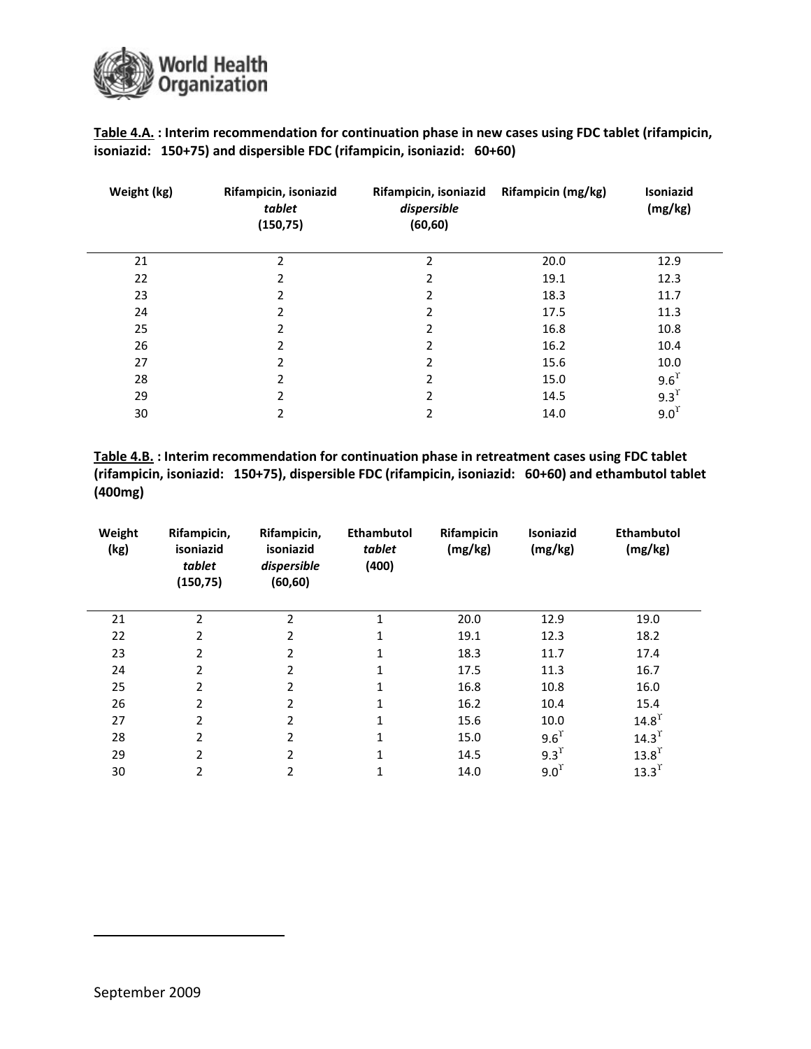**Table 4.A.** **: Interim recommendation for continuation phase in new cases using FDC tablet (rifampicin, isoniazid: 150+75) and dispersible FDC (rifampicin, isoniazid: 60+60)**

| Weight (kg) | Rifampicin, isoniazid *tablet* (150,75) | Rifampicin, isoniazid *dispersible* (60,60) | Rifampicin (mg/kg) | Isoniazid (mg/kg) |
|---|---|---|---|---|
| 21 | 2 | 2 | 20.0 | 12.9 |
| 22 | 2 | 2 | 19.1 | 12.3 |
| 23 | 2 | 2 | 18.3 | 11.7 |
| 24 | 2 | 2 | 17.5 | 11.3 |
| 25 | 2 | 2 | 16.8 | 10.8 |
| 26 | 2 | 2 | 16.2 | 10.4 |
| 27 | 2 | 2 | 15.6 | 10.0 |
| 28 | 2 | 2 | 15.0 | 9.6[ϒ] |
| 29 | 2 | 2 | 14.5 | 9.3[ϒ] |
| 30 | 2 | 2 | 14.0 | 9.0[ϒ] |

**Table 4.B.** **: Interim recommendation for continuation phase in retreatment cases using FDC tablet (rifampicin, isoniazid: 150+75), dispersible FDC (rifampicin, isoniazid: 60+60) and ethambutol tablet (400mg)**

| Weight (kg) | Rifampicin, isoniazid *tablet* (150,75) | Rifampicin, isoniazid *dispersible* (60,60) | Ethambutol *tablet* (400) | Rifampicin (mg/kg) | Isoniazid (mg/kg) | Ethambutol (mg/kg) |
|---|---|---|---|---|---|---|
| 21 | 2 | 2 | 1 | 20.0 | 12.9 | 19.0 |
| 22 | 2 | 2 | 1 | 19.1 | 12.3 | 18.2 |
| 23 | 2 | 2 | 1 | 18.3 | 11.7 | 17.4 |
| 24 | 2 | 2 | 1 | 17.5 | 11.3 | 16.7 |
| 25 | 2 | 2 | 1 | 16.8 | 10.8 | 16.0 |
| 26 | 2 | 2 | 1 | 16.2 | 10.4 | 15.4 |
| 27 | 2 | 2 | 1 | 15.6 | 10.0 | 14.8[ϒ] |
| 28 | 2 | 2 | 1 | 15.0 | 9.6[ϒ] | 14.3[ϒ] |
| 29 | 2 | 2 | 1 | 14.5 | 9.3[ϒ] | 13.8[ϒ] |
| 30 | 2 | 2 | 1 | 14.0 | 9.0[ϒ] | 13.3[ϒ] |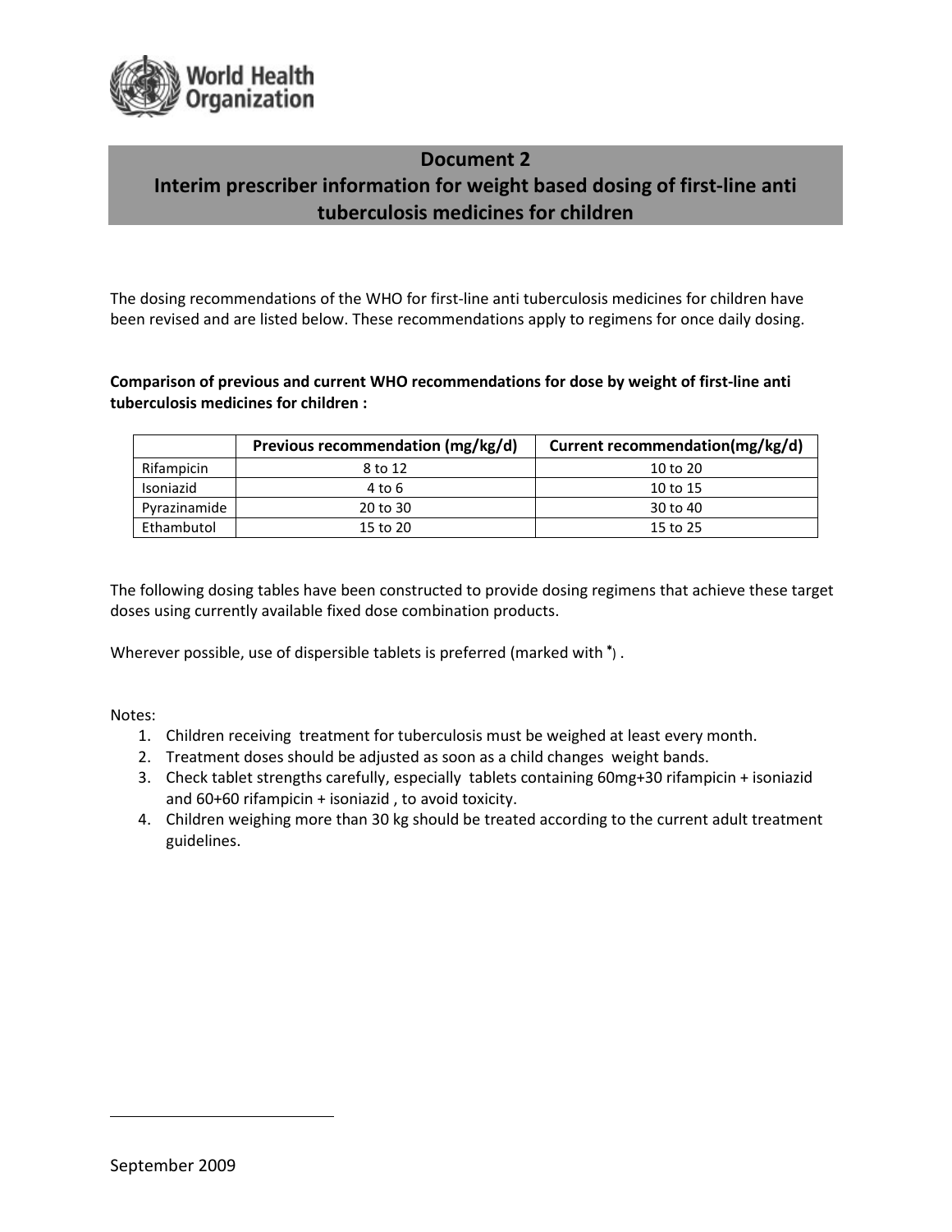## Document 2
## Interim prescriber information for weight based dosing of first-line anti tuberculosis medicines for children

The dosing recommendations of the WHO for first-line anti tuberculosis medicines for children have been revised and are listed below. These recommendations apply to regimens for once daily dosing.

**Comparison of previous and current WHO recommendations for dose by weight of first-line anti tuberculosis medicines for children :**

| | Previous recommendation (mg/kg/d) | Current recommendation(mg/kg/d) |
|---|---|---|
| Rifampicin | 8 to 12 | 10 to 20 |
| Isoniazid | 4 to 6 | 10 to 15 |
| Pyrazinamide | 20 to 30 | 30 to 40 |
| Ethambutol | 15 to 20 | 15 to 25 |

The following dosing tables have been constructed to provide dosing regimens that achieve these target doses using currently available fixed dose combination products.

Wherever possible, use of dispersible tablets is preferred (marked with *) .

Notes:

1. Children receiving treatment for tuberculosis must be weighed at least every month.
2. Treatment doses should be adjusted as soon as a child changes weight bands.
3. Check tablet strengths carefully, especially tablets containing 60mg+30 rifampicin + isoniazid and 60+60 rifampicin + isoniazid , to avoid toxicity.
4. Children weighing more than 30 kg should be treated according to the current adult treatment guidelines.

September 2009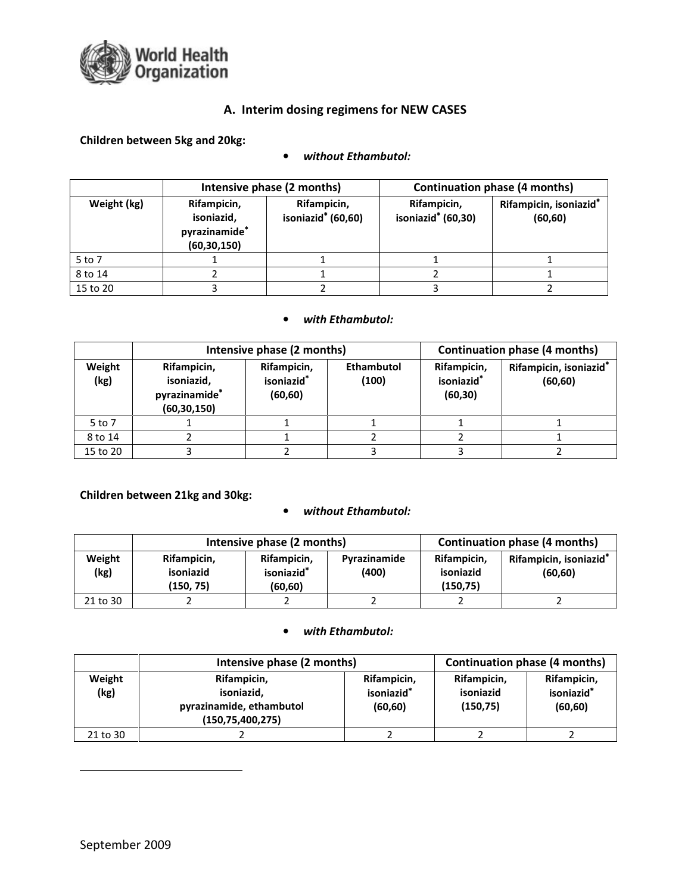## A. Interim dosing regimens for NEW CASES

**Children between 5kg and 20kg:**

- ***without Ethambutol:***

| | Intensive phase (2 months) | | Continuation phase (4 months) | |
|---|---|---|---|---|
| **Weight (kg)** | **Rifampicin, isoniazid, pyrazinamide* (60,30,150)** | **Rifampicin, isoniazid* (60,60)** | **Rifampicin, isoniazid* (60,30)** | **Rifampicin, isoniazid* (60,60)** |
| 5 to 7 | 1 | 1 | 1 | 1 |
| 8 to 14 | 2 | 1 | 2 | 1 |
| 15 to 20 | 3 | 2 | 3 | 2 |

- ***with Ethambutol:***

| | Intensive phase (2 months) | | | Continuation phase (4 months) | |
|---|---|---|---|---|---|
| **Weight (kg)** | **Rifampicin, isoniazid, pyrazinamide* (60,30,150)** | **Rifampicin, isoniazid* (60,60)** | **Ethambutol (100)** | **Rifampicin, isoniazid* (60,30)** | **Rifampicin, isoniazid* (60,60)** |
| 5 to 7 | 1 | 1 | 1 | 1 | 1 |
| 8 to 14 | 2 | 1 | 2 | 2 | 1 |
| 15 to 20 | 3 | 2 | 3 | 3 | 2 |

**Children between 21kg and 30kg:**

- ***without Ethambutol:***

| | Intensive phase (2 months) | | | Continuation phase (4 months) | |
|---|---|---|---|---|---|
| **Weight (kg)** | **Rifampicin, isoniazid (150, 75)** | **Rifampicin, isoniazid* (60,60)** | **Pyrazinamide (400)** | **Rifampicin, isoniazid (150,75)** | **Rifampicin, isoniazid* (60,60)** |
| 21 to 30 | 2 | 2 | 2 | 2 | 2 |

- ***with Ethambutol:***

| | Intensive phase (2 months) | | Continuation phase (4 months) | |
|---|---|---|---|---|
| **Weight (kg)** | **Rifampicin, isoniazid, pyrazinamide, ethambutol (150,75,400,275)** | **Rifampicin, isoniazid* (60,60)** | **Rifampicin, isoniazid (150,75)** | **Rifampicin, isoniazid* (60,60)** |
| 21 to 30 | 2 | 2 | 2 | 2 |

September 2009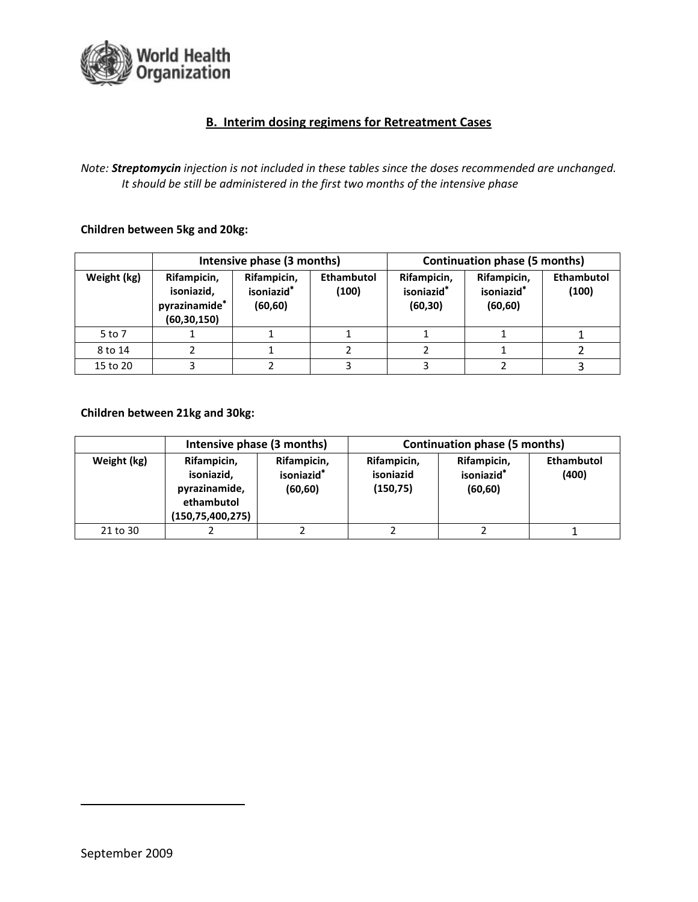## B. Interim dosing regimens for Retreatment Cases

*Note: **Streptomycin** injection is not included in these tables since the doses recommended are unchanged. It should be still be administered in the first two months of the intensive phase*

**Children between 5kg and 20kg:**

| | Intensive phase (3 months) | | | Continuation phase (5 months) | | |
|---|---|---|---|---|---|---|
| **Weight (kg)** | **Rifampicin, isoniazid, pyrazinamide* (60,30,150)** | **Rifampicin, isoniazid* (60,60)** | **Ethambutol (100)** | **Rifampicin, isoniazid* (60,30)** | **Rifampicin, isoniazid* (60,60)** | **Ethambutol (100)** |
| 5 to 7 | 1 | 1 | 1 | 1 | 1 | 1 |
| 8 to 14 | 2 | 1 | 2 | 2 | 1 | 2 |
| 15 to 20 | 3 | 2 | 3 | 3 | 2 | 3 |

**Children between 21kg and 30kg:**

| | Intensive phase (3 months) | | Continuation phase (5 months) | | |
|---|---|---|---|---|---|
| **Weight (kg)** | **Rifampicin, isoniazid, pyrazinamide, ethambutol (150,75,400,275)** | **Rifampicin, isoniazid* (60,60)** | **Rifampicin, isoniazid (150,75)** | **Rifampicin, isoniazid* (60,60)** | **Ethambutol (400)** |
| 21 to 30 | 2 | 2 | 2 | 2 | 1 |

September 2009